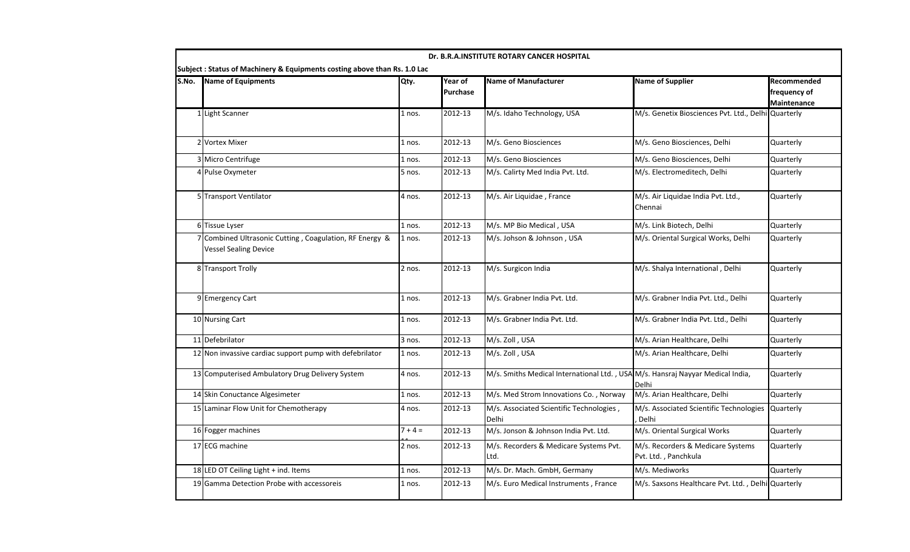# Dr. B.R.A.INSTITUTE ROTARY CANCER HOSPITAL

**Subject : Status of Machinery & Equipments costing above than Rs. 1.0 Lac**

| S.No. | Name of Equipments | Qty. | Year of Purchase | Name of Manufacturer | Name of Supplier | Recommended frequency of Maintenance |
|---|---|---|---|---|---|---|
| 1 | Light Scanner | 1 nos. | 2012-13 | M/s. Idaho Technology, USA | M/s. Genetix Biosciences Pvt. Ltd., Delhi | Quarterly |
| 2 | Vortex Mixer | 1 nos. | 2012-13 | M/s. Geno Biosciences | M/s. Geno Biosciences, Delhi | Quarterly |
| 3 | Micro Centrifuge | 1 nos. | 2012-13 | M/s. Geno Biosciences | M/s. Geno Biosciences, Delhi | Quarterly |
| 4 | Pulse Oxymeter | 5 nos. | 2012-13 | M/s. Calirty Med India Pvt. Ltd. | M/s. Electromeditech, Delhi | Quarterly |
| 5 | Transport Ventilator | 4 nos. | 2012-13 | M/s. Air Liquidae , France | M/s. Air Liquidae India Pvt. Ltd., Chennai | Quarterly |
| 6 | Tissue Lyser | 1 nos. | 2012-13 | M/s. MP Bio Medical , USA | M/s. Link Biotech, Delhi | Quarterly |
| 7 | Combined Ultrasonic Cutting , Coagulation, RF Energy & Vessel Sealing Device | 1 nos. | 2012-13 | M/s. Johson & Johnson , USA | M/s. Oriental Surgical Works, Delhi | Quarterly |
| 8 | Transport Trolly | 2 nos. | 2012-13 | M/s. Surgicon India | M/s. Shalya International , Delhi | Quarterly |
| 9 | Emergency Cart | 1 nos. | 2012-13 | M/s. Grabner India Pvt. Ltd. | M/s. Grabner India Pvt. Ltd., Delhi | Quarterly |
| 10 | Nursing Cart | 1 nos. | 2012-13 | M/s. Grabner India Pvt. Ltd. | M/s. Grabner India Pvt. Ltd., Delhi | Quarterly |
| 11 | Defebrilator | 3 nos. | 2012-13 | M/s. Zoll , USA | M/s. Arian Healthcare, Delhi | Quarterly |
| 12 | Non invassive cardiac support pump with defebrilator | 1 nos. | 2012-13 | M/s. Zoll , USA | M/s. Arian Healthcare, Delhi | Quarterly |
| 13 | Computerised Ambulatory Drug Delivery System | 4 nos. | 2012-13 | M/s. Smiths Medical International Ltd. , USA | M/s. Hansraj Nayyar Medical India, Delhi | Quarterly |
| 14 | Skin Conuctance Algesimeter | 1 nos. | 2012-13 | M/s. Med Strom Innovations Co. , Norway | M/s. Arian Healthcare, Delhi | Quarterly |
| 15 | Laminar Flow Unit for Chemotherapy | 4 nos. | 2012-13 | M/s. Associated Scientific Technologies , Delhi | M/s. Associated Scientific Technologies , Delhi | Quarterly |
| 16 | Fogger machines | 7 + 4 = 11 | 2012-13 | M/s. Jonson & Johnson India Pvt. Ltd. | M/s. Oriental Surgical Works | Quarterly |
| 17 | ECG machine | 2 nos. | 2012-13 | M/s. Recorders & Medicare Systems Pvt. Ltd. | M/s. Recorders & Medicare Systems Pvt. Ltd. , Panchkula | Quarterly |
| 18 | LED OT Ceiling Light + ind. Items | 1 nos. | 2012-13 | M/s. Dr. Mach. GmbH, Germany | M/s. Mediworks | Quarterly |
| 19 | Gamma Detection Probe with accessoreis | 1 nos. | 2012-13 | M/s. Euro Medical Instruments , France | M/s. Saxsons Healthcare Pvt. Ltd. , Delhi | Quarterly |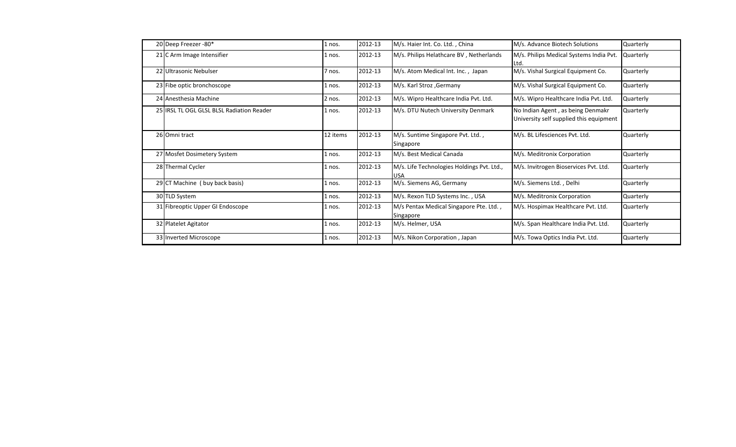| | | | | | | |
|---|---|---|---|---|---|---|
| 20 | Deep Freezer -80* | 1 nos. | 2012-13 | M/s. Haier Int. Co. Ltd. , China | M/s. Advance Biotech Solutions | Quarterly |
| 21 | C Arm Image Intensifier | 1 nos. | 2012-13 | M/s. Philips Helathcare BV , Netherlands | M/s. Philips Medical Systems India Pvt. Ltd. | Quarterly |
| 22 | Ultrasonic Nebulser | 7 nos. | 2012-13 | M/s. Atom Medical Int. Inc. , Japan | M/s. Vishal Surgical Equipment Co. | Quarterly |
| 23 | Fibe optic bronchoscope | 1 nos. | 2012-13 | M/s. Karl Stroz ,Germany | M/s. Vishal Surgical Equipment Co. | Quarterly |
| 24 | Anesthesia Machine | 2 nos. | 2012-13 | M/s. Wipro Healthcare India Pvt. Ltd. | M/s. Wipro Healthcare India Pvt. Ltd. | Quarterly |
| 25 | IRSL TL OGL GLSL BLSL Radiation Reader | 1 nos. | 2012-13 | M/s. DTU Nutech University Denmark | No Indian Agent , as being Denmakr University self supplied this equipment | Quarterly |
| 26 | Omni tract | 12 items | 2012-13 | M/s. Suntime Singapore Pvt. Ltd. , Singapore | M/s. BL Lifesciences Pvt. Ltd. | Quarterly |
| 27 | Mosfet Dosimetery System | 1 nos. | 2012-13 | M/s. Best Medical Canada | M/s. Meditronix Corporation | Quarterly |
| 28 | Thermal Cycler | 1 nos. | 2012-13 | M/s. Life Technologies Holdings Pvt. Ltd., USA | M/s. Invitrogen Bioservices Pvt. Ltd. | Quarterly |
| 29 | CT Machine ( buy back basis) | 1 nos. | 2012-13 | M/s. Siemens AG, Germany | M/s. Siemens Ltd. , Delhi | Quarterly |
| 30 | TLD System | 1 nos. | 2012-13 | M/s. Rexon TLD Systems Inc. , USA | M/s. Meditronix Corporation | Quarterly |
| 31 | Fibreoptic Upper GI Endoscope | 1 nos. | 2012-13 | M/s Pentax Medical Singapore Pte. Ltd. , Singapore | M/s. Hospimax Healthcare Pvt. Ltd. | Quarterly |
| 32 | Platelet Agitator | 1 nos. | 2012-13 | M/s. Helmer, USA | M/s. Span Healthcare India Pvt. Ltd. | Quarterly |
| 33 | Inverted Microscope | 1 nos. | 2012-13 | M/s. Nikon Corporation , Japan | M/s. Towa Optics India Pvt. Ltd. | Quarterly |